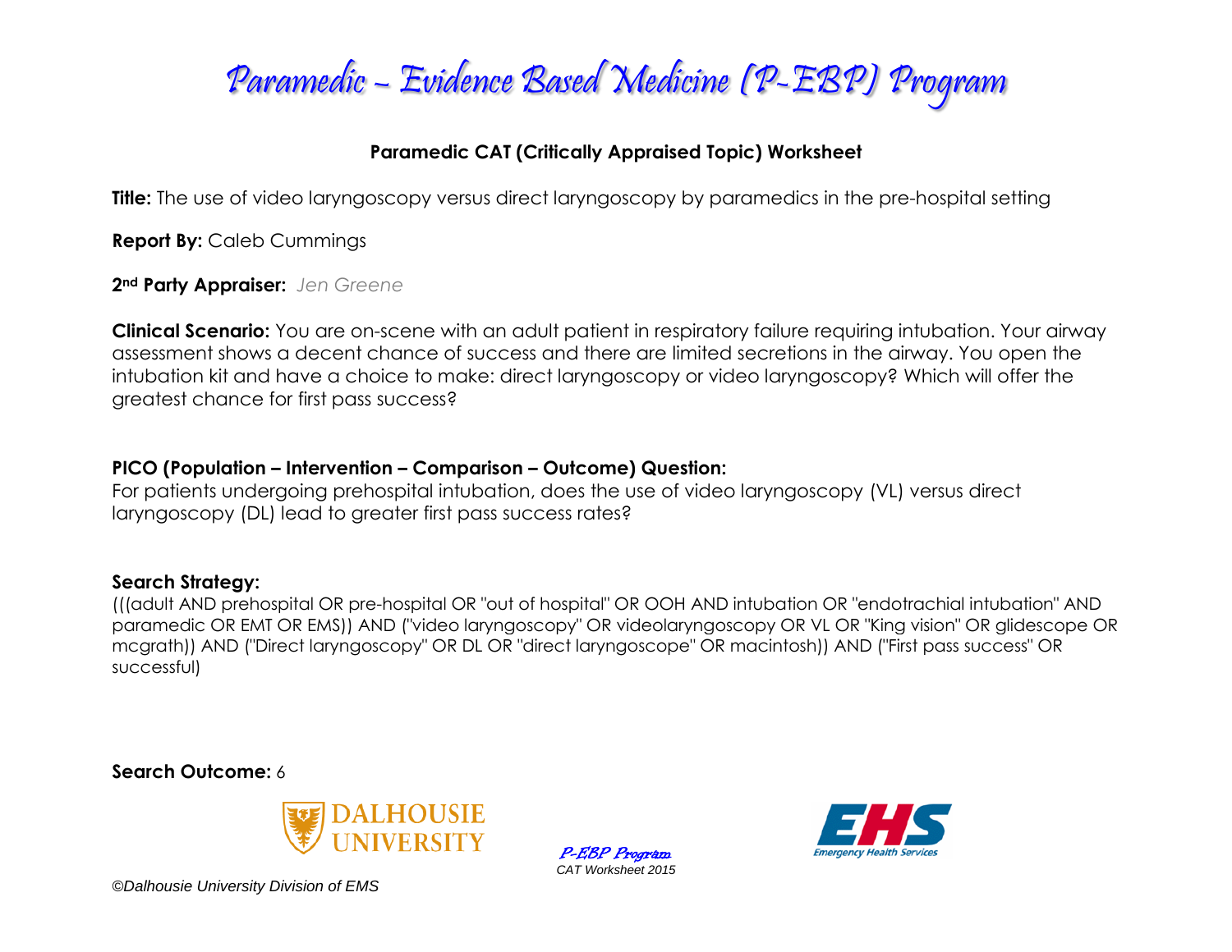# Paramedic – Evidence Based Medicine (P-EBP) Program

## Paramedic CAT (Critically Appraised Topic) Worksheet

**Title:** The use of video laryngoscopy versus direct laryngoscopy by paramedics in the pre-hospital setting

**Report By:** Caleb Cummings

**2nd Party Appraiser:** *Jen Greene*

**Clinical Scenario:** You are on-scene with an adult patient in respiratory failure requiring intubation. Your airway assessment shows a decent chance of success and there are limited secretions in the airway. You open the intubation kit and have a choice to make: direct laryngoscopy or video laryngoscopy? Which will offer the greatest chance for first pass success?

**PICO (Population – Intervention – Comparison – Outcome) Question:**
For patients undergoing prehospital intubation, does the use of video laryngoscopy (VL) versus direct laryngoscopy (DL) lead to greater first pass success rates?

**Search Strategy:**
(((adult AND prehospital OR pre-hospital OR "out of hospital" OR OOH AND intubation OR "endotrachial intubation" AND paramedic OR EMT OR EMS)) AND ("video laryngoscopy" OR videolaryngoscopy OR VL OR "King vision" OR glidescope OR mcgrath)) AND ("Direct laryngoscopy" OR DL OR "direct laryngoscope" OR macintosh)) AND ("First pass success" OR successful)

**Search Outcome:** 6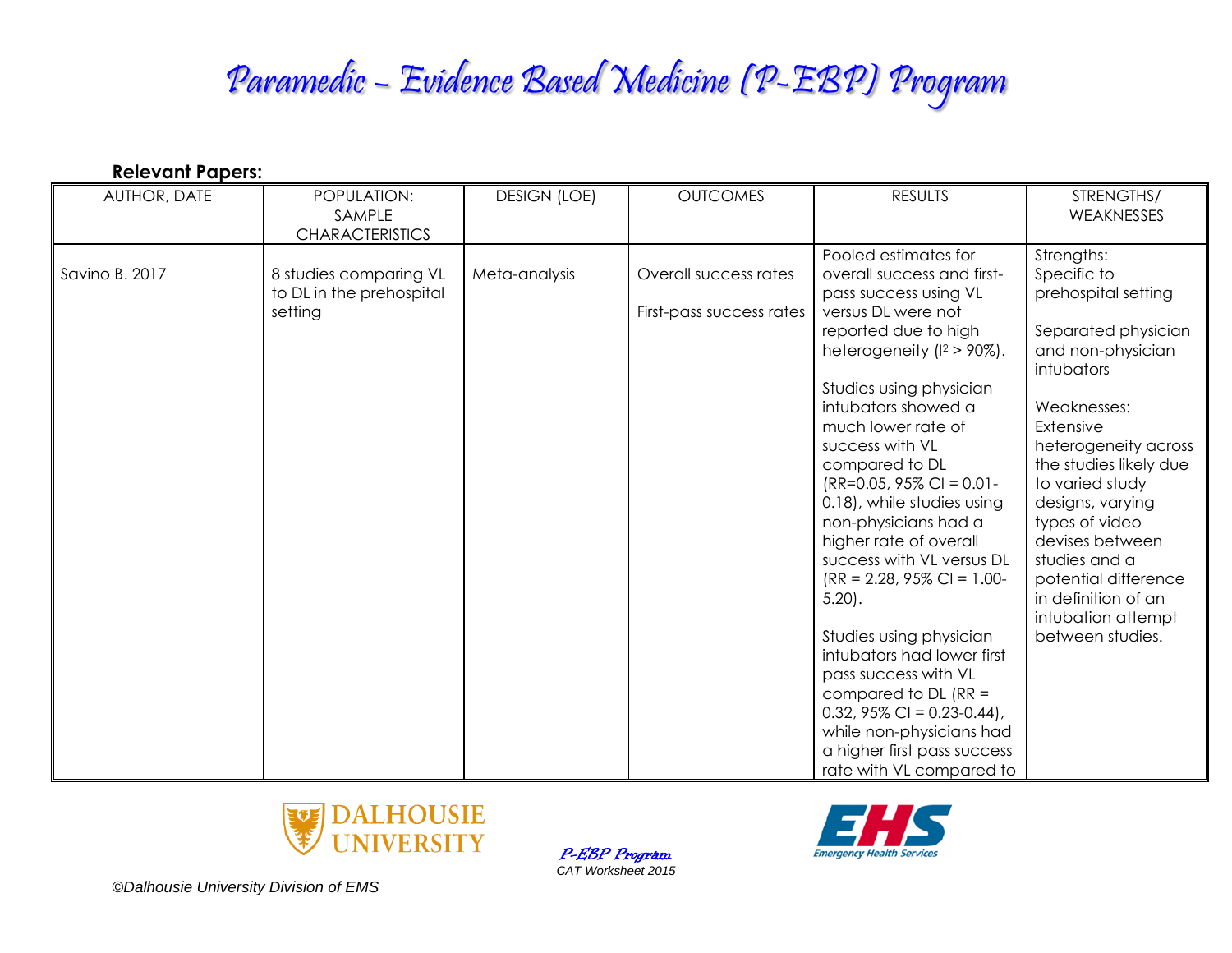**Relevant Papers:**

| AUTHOR, DATE | POPULATION: SAMPLE CHARACTERISTICS | DESIGN (LOE) | OUTCOMES | RESULTS | STRENGTHS/ WEAKNESSES |
|---|---|---|---|---|---|
| Savino B. 2017 | 8 studies comparing VL to DL in the prehospital setting | Meta-analysis | Overall success rates<br><br>First-pass success rates | Pooled estimates for overall success and first-pass success using VL versus DL were not reported due to high heterogeneity ($I^2 > 90\%$).<br><br>Studies using physician intubators showed a much lower rate of success with VL compared to DL (RR=0.05, 95% CI = 0.01-0.18), while studies using non-physicians had a higher rate of overall success with VL versus DL (RR = 2.28, 95% CI = 1.00-5.20).<br><br>Studies using physician intubators had lower first pass success with VL compared to DL (RR = 0.32, 95% CI = 0.23-0.44), while non-physicians had a higher first pass success rate with VL compared to | Strengths:<br>Specific to prehospital setting<br><br>Separated physician and non-physician intubators<br><br>Weaknesses:<br>Extensive heterogeneity across the studies likely due to varied study designs, varying types of video devises between studies and a potential difference in definition of an intubation attempt between studies. |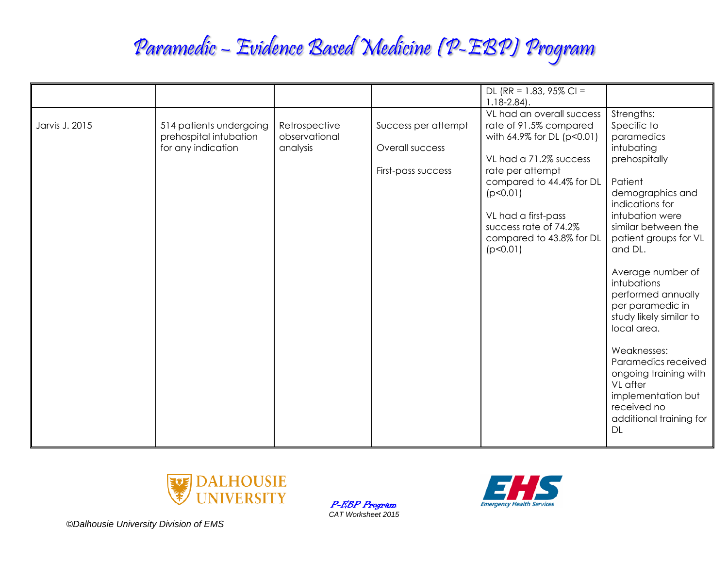| | | | | | |
|---|---|---|---|---|---|
| | | | | DL (RR = 1.83, 95% CI = 1.18-2.84). | |
| Jarvis J. 2015 | 514 patients undergoing prehospital intubation for any indication | Retrospective observational analysis | Success per attempt<br><br>Overall success<br><br>First-pass success | VL had an overall success rate of 91.5% compared with 64.9% for DL ($p<0.01$)<br><br>VL had a 71.2% success rate per attempt compared to 44.4% for DL ($p<0.01$)<br><br>VL had a first-pass success rate of 74.2% compared to 43.8% for DL ($p<0.01$) | Strengths:<br>Specific to paramedics intubating prehospitally<br><br>Patient demographics and indications for intubation were similar between the patient groups for VL and DL.<br><br>Average number of intubations performed annually per paramedic in study likely similar to local area.<br><br>Weaknesses:<br>Paramedics received ongoing training with VL after implementation but received no additional training for DL |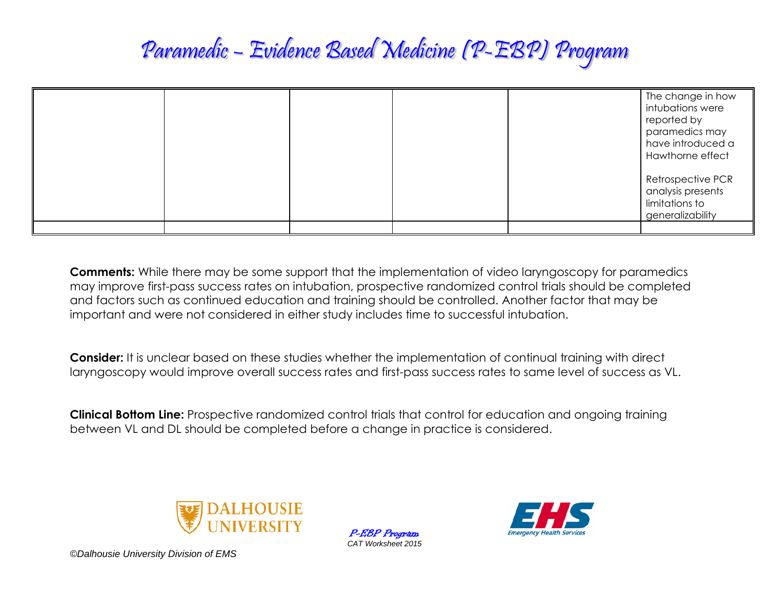| | | | | | |
|---|---|---|---|---|---|
| | | | | | The change in how intubations were reported by paramedics may have introduced a Hawthorne effect<br><br>Retrospective PCR analysis presents limitations to generalizability |
| | | | | | |

**Comments:** While there may be some support that the implementation of video laryngoscopy for paramedics may improve first-pass success rates on intubation, prospective randomized control trials should be completed and factors such as continued education and training should be controlled. Another factor that may be important and were not considered in either study includes time to successful intubation.

**Consider:** It is unclear based on these studies whether the implementation of continual training with direct laryngoscopy would improve overall success rates and first-pass success rates to same level of success as VL.

**Clinical Bottom Line:** Prospective randomized control trials that control for education and ongoing training between VL and DL should be completed before a change in practice is considered.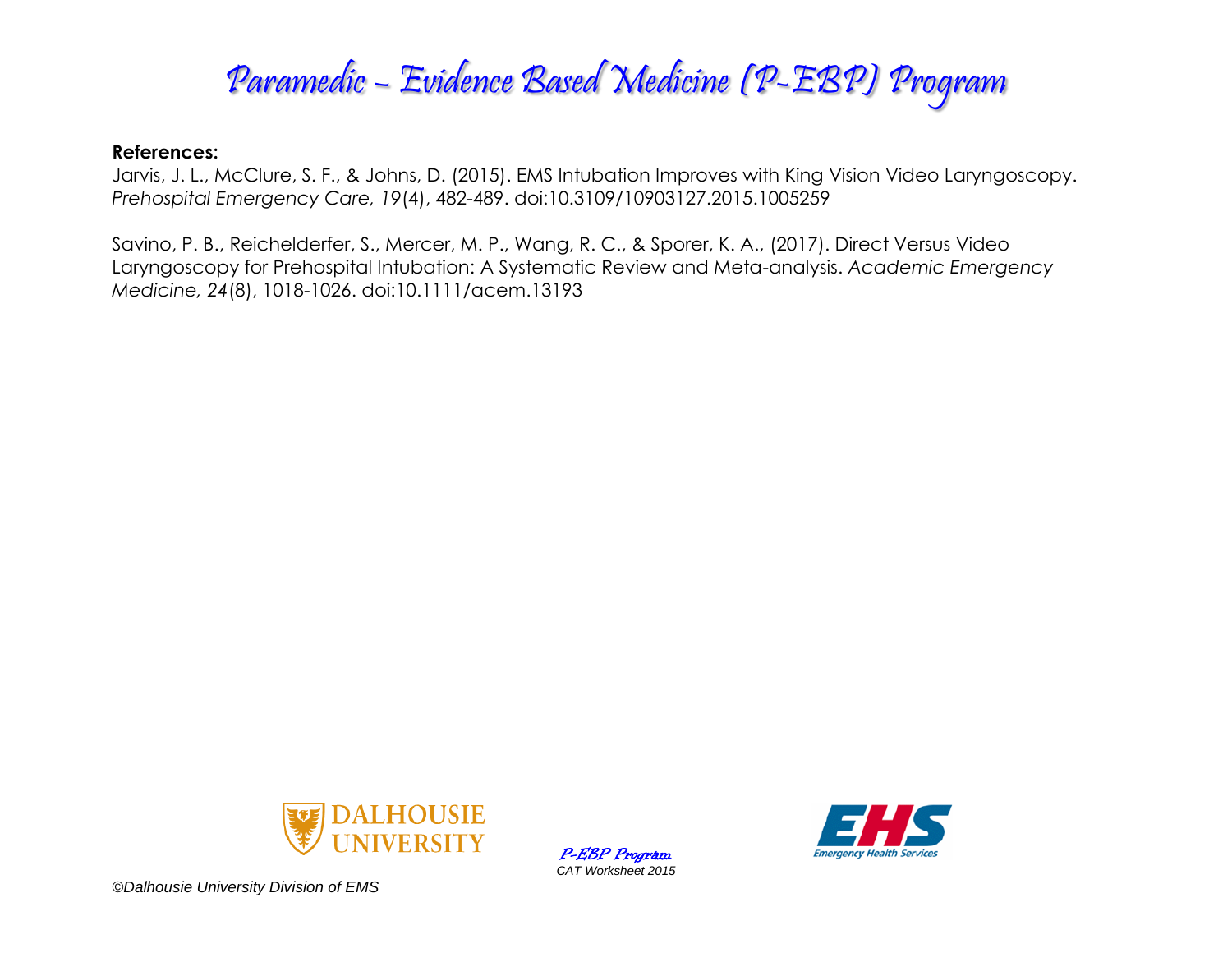**References:**

Jarvis, J. L., McClure, S. F., & Johns, D. (2015). EMS Intubation Improves with King Vision Video Laryngoscopy. *Prehospital Emergency Care, 19*(4), 482-489. doi:10.3109/10903127.2015.1005259

Savino, P. B., Reichelderfer, S., Mercer, M. P., Wang, R. C., & Sporer, K. A., (2017). Direct Versus Video Laryngoscopy for Prehospital Intubation: A Systematic Review and Meta-analysis. *Academic Emergency Medicine, 24*(8), 1018-1026. doi:10.1111/acem.13193